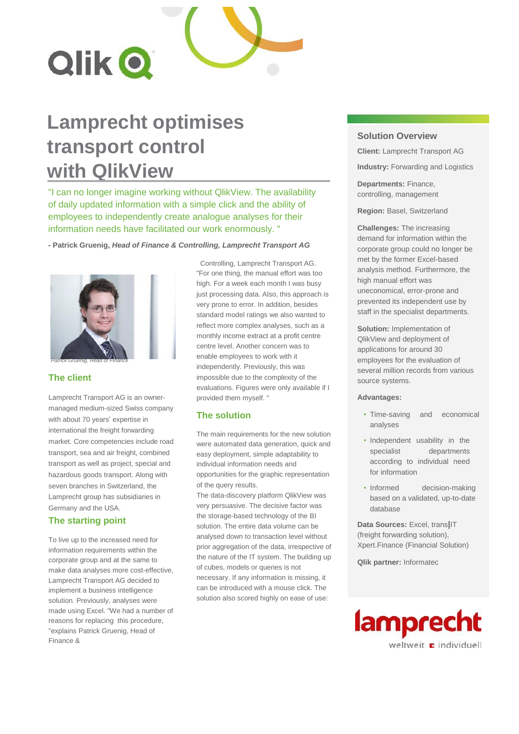# Lamprecht optimises transport control with QlikView

"I can no longer imagine working without QlikView. The availability of daily updated information with a simple click and the ability of employees to independently create analogue analyses for their information needs have facilitated our work enormously. "

**- Patrick Gruenig,** ***Head of Finance & Controlling, Lamprecht Transport AG***

*Patrick Gruenig, Head of Finance*

## The client

Lamprecht Transport AG is an owner-managed medium-sized Swiss company with about 70 years' expertise in international the freight forwarding market. Core competencies include road transport, sea and air freight, combined transport as well as project, special and hazardous goods transport. Along with seven branches in Switzerland, the Lamprecht group has subsidiaries in Germany and the USA.

## The starting point

To live up to the increased need for information requirements within the corporate group and at the same to make data analyses more cost-effective, Lamprecht Transport AG decided to implement a business intelligence solution. Previously, analyses were made using Excel. "We had a number of reasons for replacing this procedure, "explains Patrick Gruenig, Head of Finance & Controlling, Lamprecht Transport AG. "For one thing, the manual effort was too high. For a week each month I was busy just processing data. Also, this approach is very prone to error. In addition, besides standard model ratings we also wanted to reflect more complex analyses, such as a monthly income extract at a profit centre centre level. Another concern was to enable employees to work with it independently. Previously, this was impossible due to the complexity of the evaluations. Figures were only available if I provided them myself. "

## The solution

The main requirements for the new solution were automated data generation, quick and easy deployment, simple adaptability to individual information needs and opportunities for the graphic representation of the query results.

The data-discovery platform QlikView was very persuasive. The decisive factor was the storage-based technology of the BI solution. The entire data volume can be analysed down to transaction level without prior aggregation of the data, irrespective of the nature of the IT system. The building up of cubes, models or queries is not necessary. If any information is missing, it can be introduced with a mouse click. The solution also scored highly on ease of use:

### Solution Overview

**Client:** Lamprecht Transport AG

**Industry:** Forwarding and Logistics

**Departments:** Finance, controlling, management

**Region:** Basel, Switzerland

**Challenges:** The increasing demand for information within the corporate group could no longer be met by the former Excel-based analysis method. Furthermore, the high manual effort was uneconomical, error-prone and prevented its independent use by staff in the specialist departments.

**Solution:** Implementation of QlikView and deployment of applications for around 30 employees for the evaluation of several million records from various source systems.

**Advantages:**

- Time-saving and economical analyses
- Independent usability in the specialist departments according to individual need for information
- Informed decision-making based on a validated, up-to-date database

**Data Sources:** Excel, trans|IT (freight forwarding solution), Xpert.Finance (Financial Solution)

**Qlik partner:** Informatec

lamprecht weltweit individuell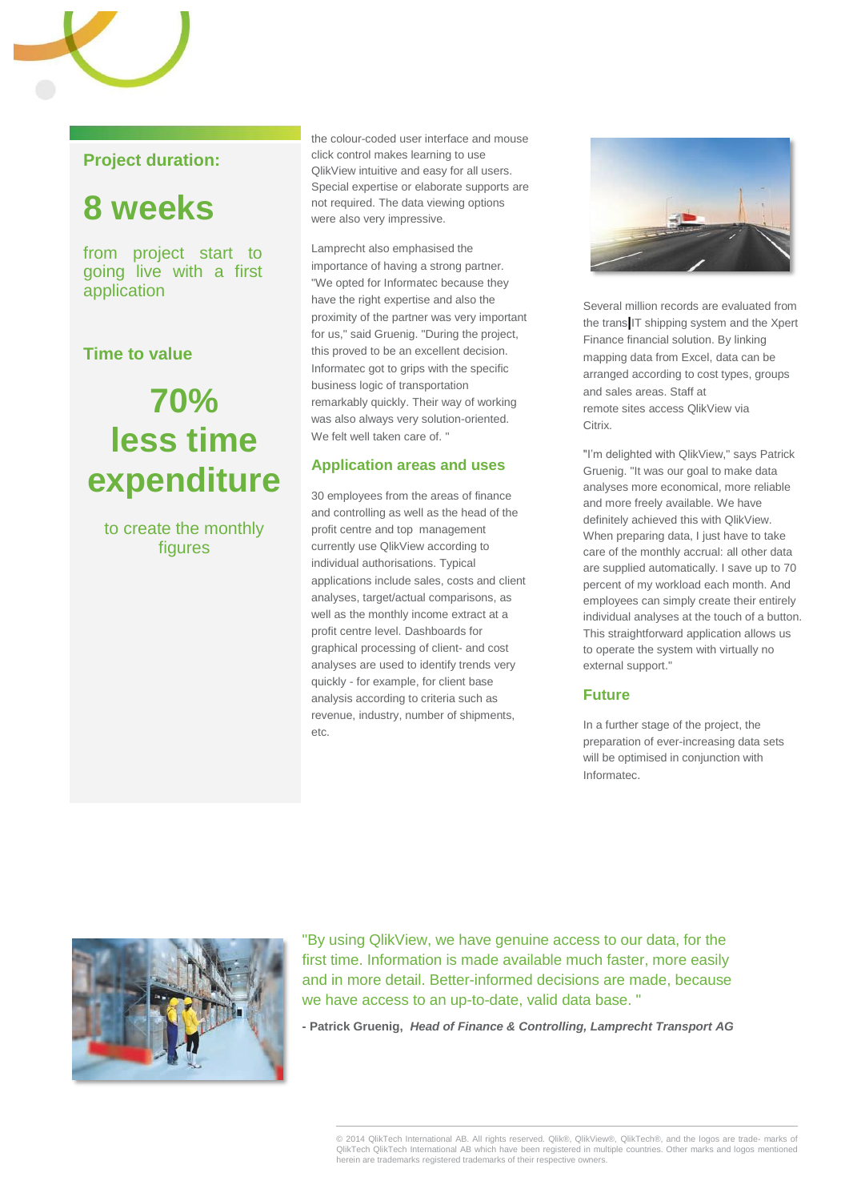**Project duration:**

# 8 weeks

from project start to going live with a first application

**Time to value**

## 70% less time expenditure

to create the monthly figures

the colour-coded user interface and mouse click control makes learning to use QlikView intuitive and easy for all users. Special expertise or elaborate supports are not required. The data viewing options were also very impressive.

Lamprecht also emphasised the importance of having a strong partner. "We opted for Informatec because they have the right expertise and also the proximity of the partner was very important for us," said Gruenig. "During the project, this proved to be an excellent decision. Informatec got to grips with the specific business logic of transportation remarkably quickly. Their way of working was also always very solution-oriented. We felt well taken care of. "

### Application areas and uses

30 employees from the areas of finance and controlling as well as the head of the profit centre and top management currently use QlikView according to individual authorisations. Typical applications include sales, costs and client analyses, target/actual comparisons, as well as the monthly income extract at a profit centre level. Dashboards for graphical processing of client- and cost analyses are used to identify trends very quickly - for example, for client base analysis according to criteria such as revenue, industry, number of shipments, etc.

Several million records are evaluated from the trans|IT shipping system and the Xpert Finance financial solution. By linking mapping data from Excel, data can be arranged according to cost types, groups and sales areas. Staff at remote sites access QlikView via Citrix.

"I'm delighted with QlikView," says Patrick Gruenig. "It was our goal to make data analyses more economical, more reliable and more freely available. We have definitely achieved this with QlikView. When preparing data, I just have to take care of the monthly accrual: all other data are supplied automatically. I save up to 70 percent of my workload each month. And employees can simply create their entirely individual analyses at the touch of a button. This straightforward application allows us to operate the system with virtually no external support."

### Future

In a further stage of the project, the preparation of ever-increasing data sets will be optimised in conjunction with Informatec.

"By using QlikView, we have genuine access to our data, for the first time. Information is made available much faster, more easily and in more detail. Better-informed decisions are made, because we have access to an up-to-date, valid data base. "

**- Patrick Gruenig,** ***Head of Finance & Controlling, Lamprecht Transport AG***

© 2014 QlikTech International AB. All rights reserved. Qlik®, QlikView®, QlikTech®, and the logos are trade- marks of QlikTech QlikTech International AB which have been registered in multiple countries. Other marks and logos mentioned herein are trademarks registered trademarks of their respective owners.